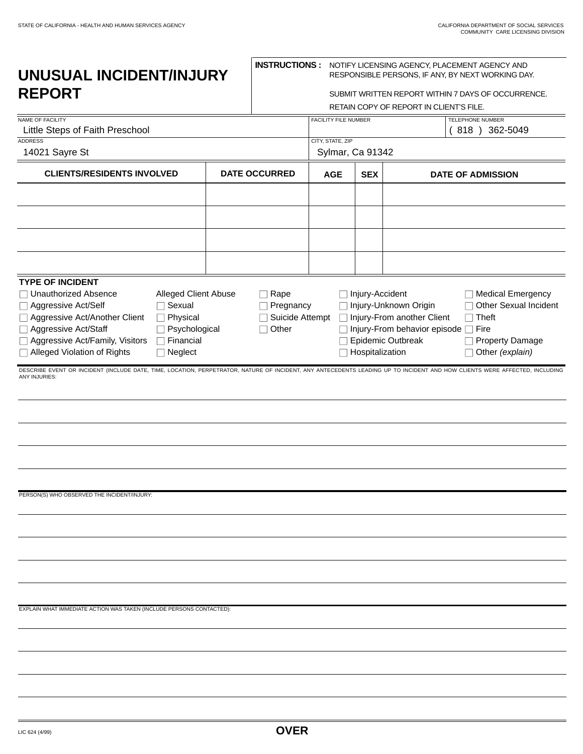STATE OF CALIFORNIA - HEALTH AND HUMAN SERVICES AGENCY

CALIFORNIA DEPARTMENT OF SOCIAL SERVICES
COMMUNITY CARE LICENSING DIVISION

# UNUSUAL INCIDENT/INJURY REPORT

**INSTRUCTIONS :** NOTIFY LICENSING AGENCY, PLACEMENT AGENCY AND RESPONSIBLE PERSONS, IF ANY, BY NEXT WORKING DAY.

SUBMIT WRITTEN REPORT WITHIN 7 DAYS OF OCCURRENCE.

RETAIN COPY OF REPORT IN CLIENT'S FILE.

| NAME OF FACILITY | FACILITY FILE NUMBER | TELEPHONE NUMBER |
|---|---|---|
| Little Steps of Faith Preschool | | ( 818 ) 362-5049 |

| ADDRESS | CITY, STATE, ZIP |
|---|---|
| 14021 Sayre St | Sylmar, Ca 91342 |

| CLIENTS/RESIDENTS INVOLVED | DATE OCCURRED | AGE | SEX | DATE OF ADMISSION |
|---|---|---|---|---|
| | | | | |
| | | | | |
| | | | | |
| | | | | |

**TYPE OF INCIDENT**

- ☐ Unauthorized Absence
- ☐ Aggressive Act/Self
- ☐ Aggressive Act/Another Client
- ☐ Aggressive Act/Staff
- ☐ Aggressive Act/Family, Visitors
- ☐ Alleged Violation of Rights

Alleged Client Abuse
- ☐ Sexual
- ☐ Physical
- ☐ Psychological
- ☐ Financial
- ☐ Neglect

- ☐ Rape
- ☐ Pregnancy
- ☐ Suicide Attempt
- ☐ Other

- ☐ Injury-Accident
- ☐ Injury-Unknown Origin
- ☐ Injury-From another Client
- ☐ Injury-From behavior episode
- ☐ Epidemic Outbreak
- ☐ Hospitalization

- ☐ Medical Emergency
- ☐ Other Sexual Incident
- ☐ Theft
- ☐ Fire
- ☐ Property Damage
- ☐ Other *(explain)*

DESCRIBE EVENT OR INCIDENT (INCLUDE DATE, TIME, LOCATION, PERPETRATOR, NATURE OF INCIDENT, ANY ANTECEDENTS LEADING UP TO INCIDENT AND HOW CLIENTS WERE AFFECTED, INCLUDING ANY INJURIES:

PERSON(S) WHO OBSERVED THE INCIDENT/INJURY:

EXPLAIN WHAT IMMEDIATE ACTION WAS TAKEN (INCLUDE PERSONS CONTACTED):

LIC 624 (4/99)

**OVER**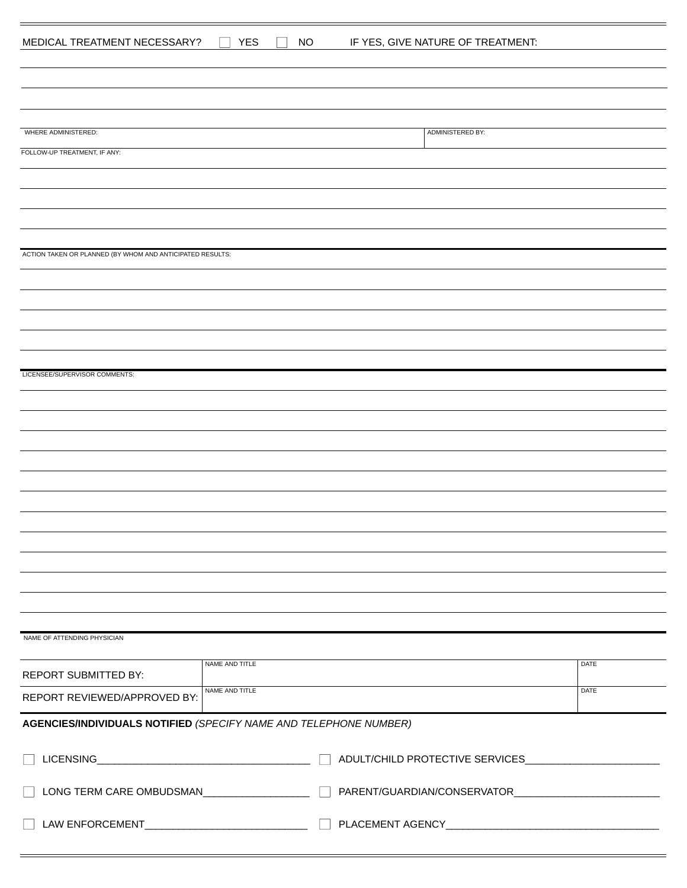MEDICAL TREATMENT NECESSARY? ☐ YES ☐ NO IF YES, GIVE NATURE OF TREATMENT:

| WHERE ADMINISTERED: | ADMINISTERED BY: |
|---|---|
| | |

FOLLOW-UP TREATMENT, IF ANY:

ACTION TAKEN OR PLANNED (BY WHOM AND ANTICIPATED RESULTS:

LICENSEE/SUPERVISOR COMMENTS:

NAME OF ATTENDING PHYSICIAN

| | | |
|---|---|---|
| REPORT SUBMITTED BY: | NAME AND TITLE | DATE |
| REPORT REVIEWED/APPROVED BY: | NAME AND TITLE | DATE |

**AGENCIES/INDIVIDUALS NOTIFIED** *(SPECIFY NAME AND TELEPHONE NUMBER)*

☐ LICENSING_____________________________________ ☐ ADULT/CHILD PROTECTIVE SERVICES________________________

☐ LONG TERM CARE OMBUDSMAN___________________ ☐ PARENT/GUARDIAN/CONSERVATOR__________________________

☐ LAW ENFORCEMENT_____________________________ ☐ PLACEMENT AGENCY_____________________________________